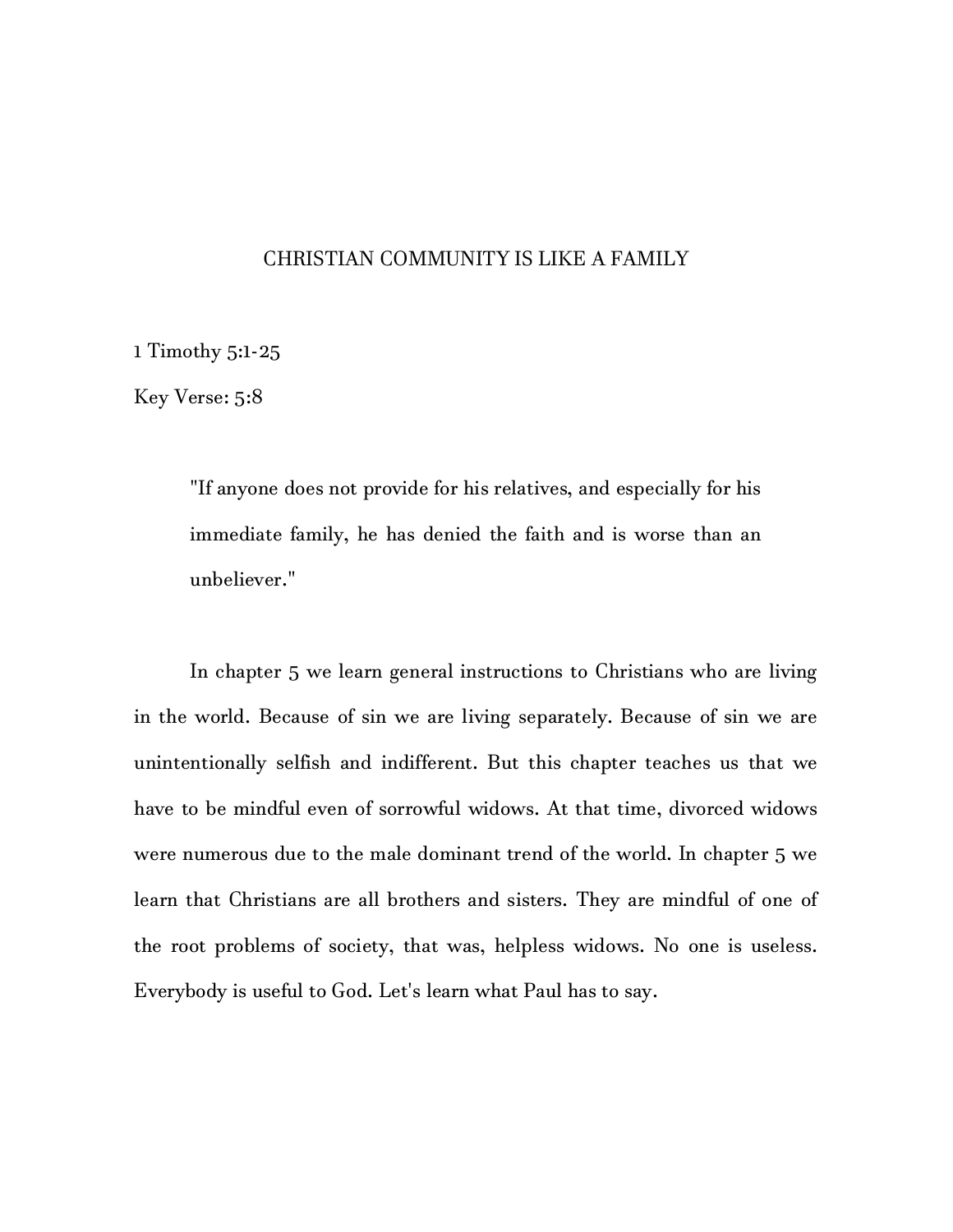# CHRISTIAN COMMUNITY IS LIKE A FAMILY

1 Timothy 5:1-25

Key Verse: 5:8

> "If anyone does not provide for his relatives, and especially for his immediate family, he has denied the faith and is worse than an unbeliever."

In chapter 5 we learn general instructions to Christians who are living in the world. Because of sin we are living separately. Because of sin we are unintentionally selfish and indifferent. But this chapter teaches us that we have to be mindful even of sorrowful widows. At that time, divorced widows were numerous due to the male dominant trend of the world. In chapter 5 we learn that Christians are all brothers and sisters. They are mindful of one of the root problems of society, that was, helpless widows. No one is useless. Everybody is useful to God. Let's learn what Paul has to say.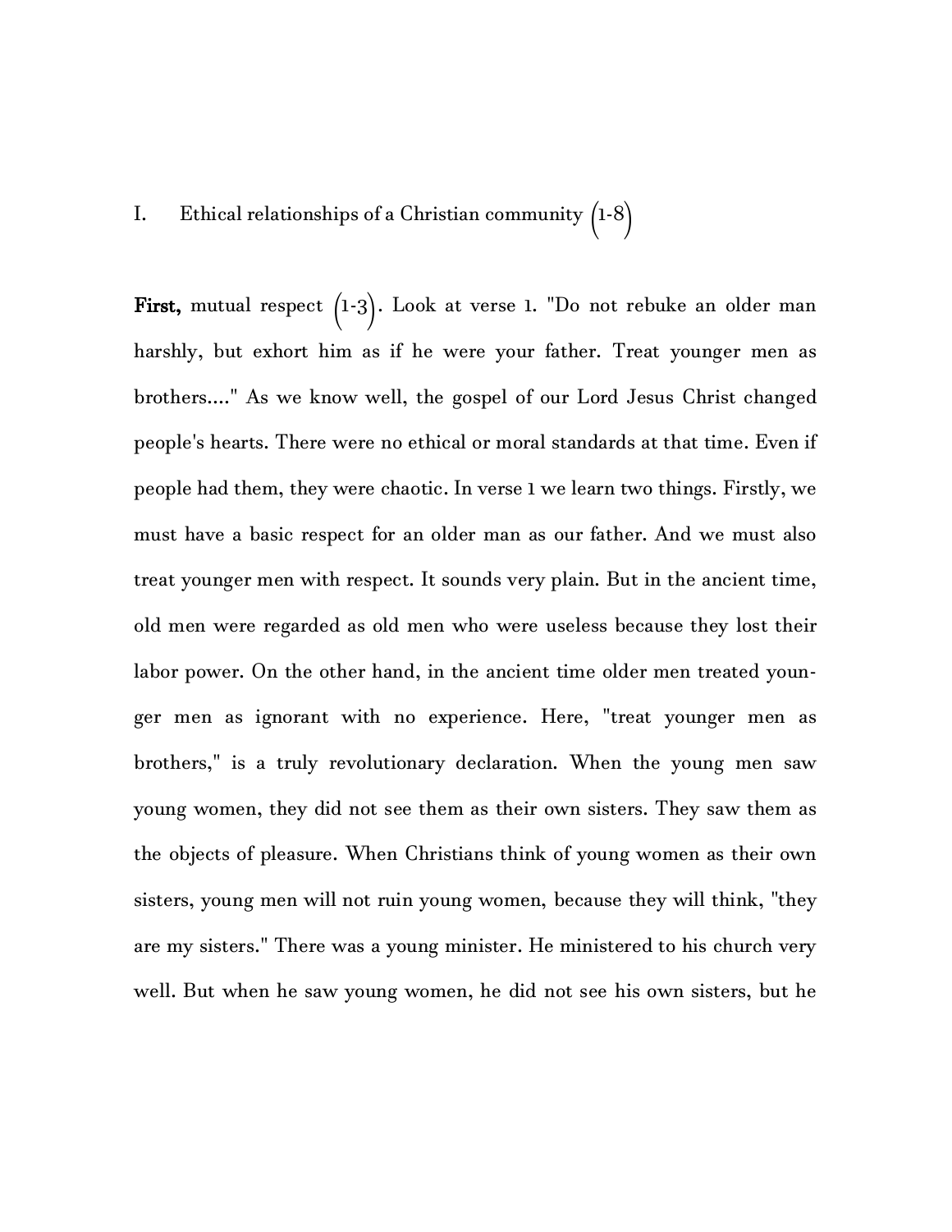## I. Ethical relationships of a Christian community (1-8)

**First,** mutual respect (1-3). Look at verse 1. "Do not rebuke an older man harshly, but exhort him as if he were your father. Treat younger men as brothers...." As we know well, the gospel of our Lord Jesus Christ changed people's hearts. There were no ethical or moral standards at that time. Even if people had them, they were chaotic. In verse 1 we learn two things. Firstly, we must have a basic respect for an older man as our father. And we must also treat younger men with respect. It sounds very plain. But in the ancient time, old men were regarded as old men who were useless because they lost their labor power. On the other hand, in the ancient time older men treated younger men as ignorant with no experience. Here, "treat younger men as brothers," is a truly revolutionary declaration. When the young men saw young women, they did not see them as their own sisters. They saw them as the objects of pleasure. When Christians think of young women as their own sisters, young men will not ruin young women, because they will think, "they are my sisters." There was a young minister. He ministered to his church very well. But when he saw young women, he did not see his own sisters, but he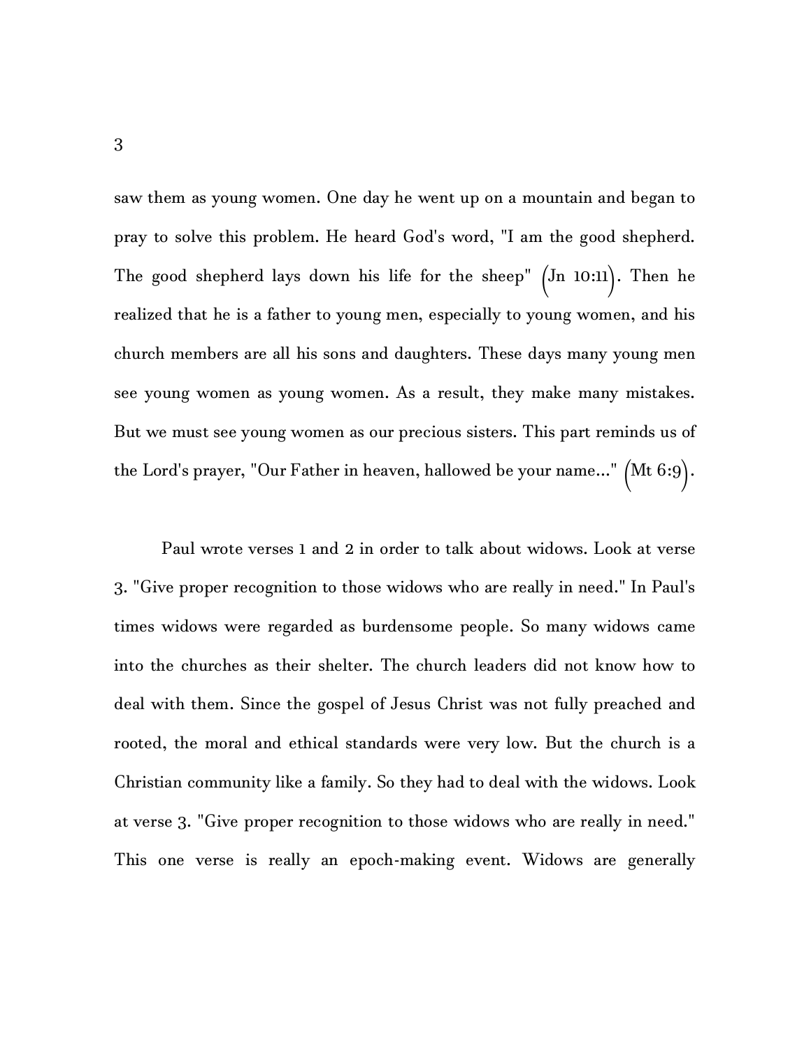saw them as young women. One day he went up on a mountain and began to pray to solve this problem. He heard God's word, "I am the good shepherd. The good shepherd lays down his life for the sheep" (Jn 10:11). Then he realized that he is a father to young men, especially to young women, and his church members are all his sons and daughters. These days many young men see young women as young women. As a result, they make many mistakes. But we must see young women as our precious sisters. This part reminds us of the Lord's prayer, "Our Father in heaven, hallowed be your name..." (Mt 6:9).

Paul wrote verses 1 and 2 in order to talk about widows. Look at verse 3. "Give proper recognition to those widows who are really in need." In Paul's times widows were regarded as burdensome people. So many widows came into the churches as their shelter. The church leaders did not know how to deal with them. Since the gospel of Jesus Christ was not fully preached and rooted, the moral and ethical standards were very low. But the church is a Christian community like a family. So they had to deal with the widows. Look at verse 3. "Give proper recognition to those widows who are really in need." This one verse is really an epoch-making event. Widows are generally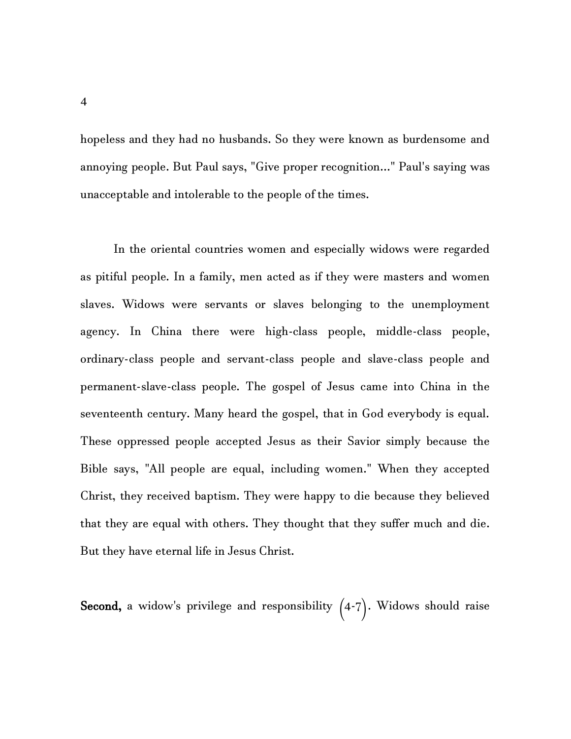hopeless and they had no husbands. So they were known as burdensome and annoying people. But Paul says, "Give proper recognition..." Paul's saying was unacceptable and intolerable to the people of the times.

In the oriental countries women and especially widows were regarded as pitiful people. In a family, men acted as if they were masters and women slaves. Widows were servants or slaves belonging to the unemployment agency. In China there were high-class people, middle-class people, ordinary-class people and servant-class people and slave-class people and permanent-slave-class people. The gospel of Jesus came into China in the seventeenth century. Many heard the gospel, that in God everybody is equal. These oppressed people accepted Jesus as their Savior simply because the Bible says, "All people are equal, including women." When they accepted Christ, they received baptism. They were happy to die because they believed that they are equal with others. They thought that they suffer much and die. But they have eternal life in Jesus Christ.

**Second,** a widow's privilege and responsibility (4-7). Widows should raise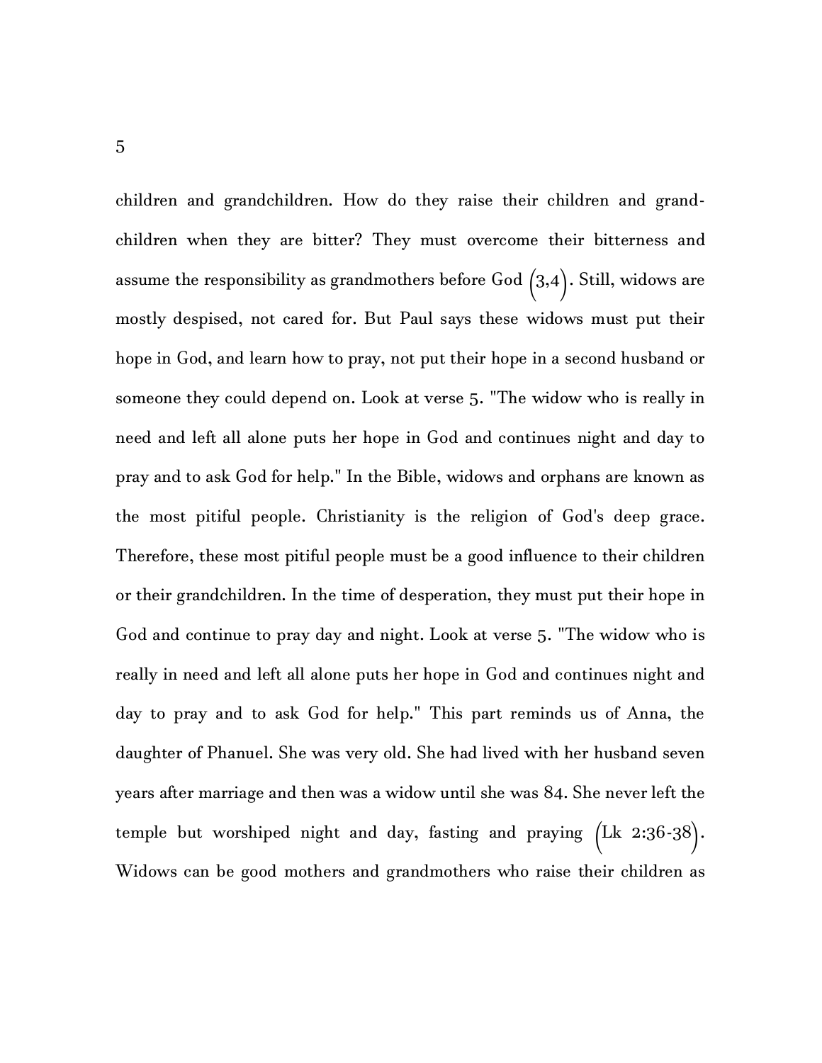children and grandchildren. How do they raise their children and grand-children when they are bitter? They must overcome their bitterness and assume the responsibility as grandmothers before God (3,4). Still, widows are mostly despised, not cared for. But Paul says these widows must put their hope in God, and learn how to pray, not put their hope in a second husband or someone they could depend on. Look at verse 5. "The widow who is really in need and left all alone puts her hope in God and continues night and day to pray and to ask God for help." In the Bible, widows and orphans are known as the most pitiful people. Christianity is the religion of God's deep grace. Therefore, these most pitiful people must be a good influence to their children or their grandchildren. In the time of desperation, they must put their hope in God and continue to pray day and night. Look at verse 5. "The widow who is really in need and left all alone puts her hope in God and continues night and day to pray and to ask God for help." This part reminds us of Anna, the daughter of Phanuel. She was very old. She had lived with her husband seven years after marriage and then was a widow until she was 84. She never left the temple but worshiped night and day, fasting and praying (Lk 2:36-38). Widows can be good mothers and grandmothers who raise their children as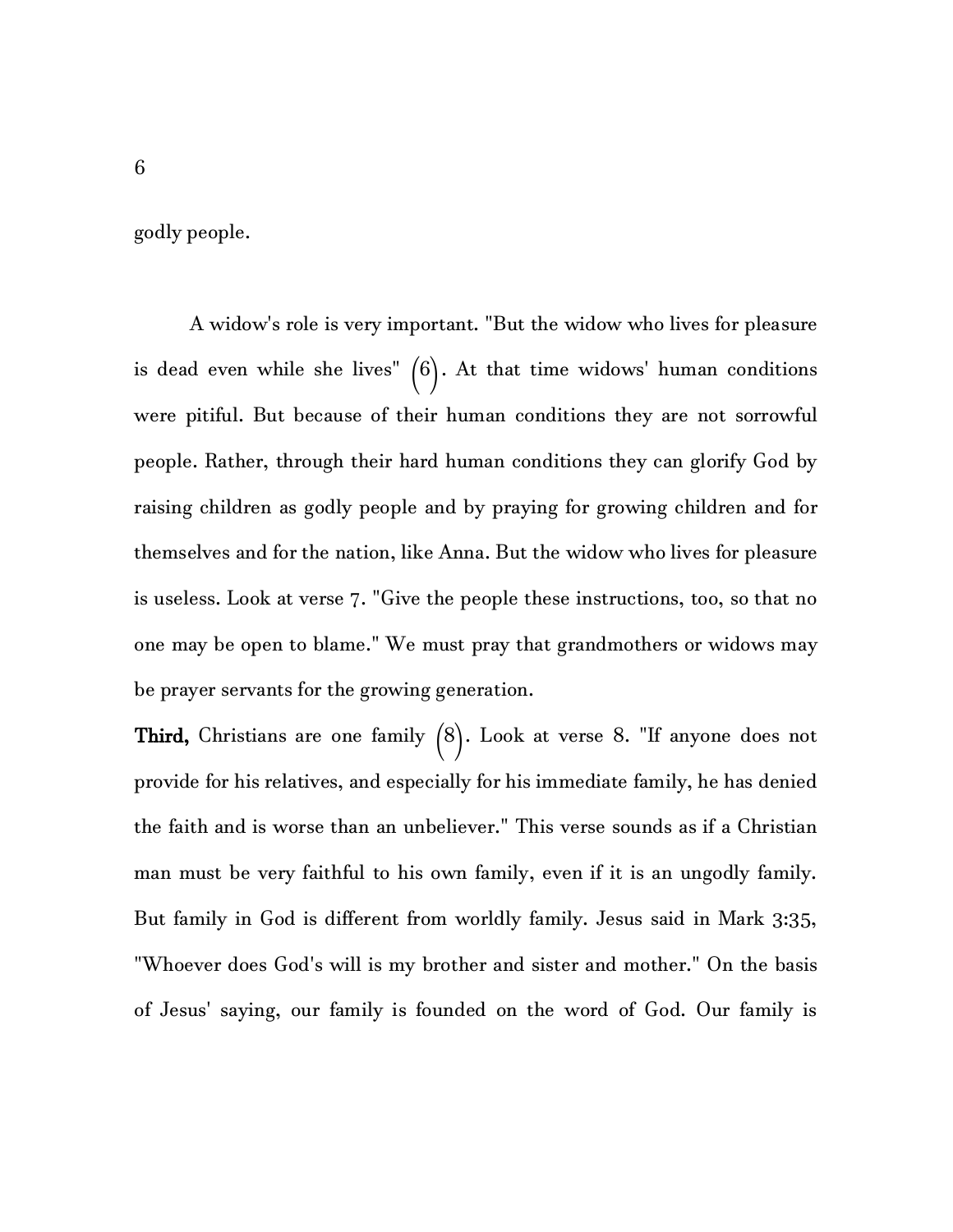godly people.

A widow's role is very important. "But the widow who lives for pleasure is dead even while she lives" (6). At that time widows' human conditions were pitiful. But because of their human conditions they are not sorrowful people. Rather, through their hard human conditions they can glorify God by raising children as godly people and by praying for growing children and for themselves and for the nation, like Anna. But the widow who lives for pleasure is useless. Look at verse 7. "Give the people these instructions, too, so that no one may be open to blame." We must pray that grandmothers or widows may be prayer servants for the growing generation.

**Third,** Christians are one family (8). Look at verse 8. "If anyone does not provide for his relatives, and especially for his immediate family, he has denied the faith and is worse than an unbeliever." This verse sounds as if a Christian man must be very faithful to his own family, even if it is an ungodly family. But family in God is different from worldly family. Jesus said in Mark 3:35, "Whoever does God's will is my brother and sister and mother." On the basis of Jesus' saying, our family is founded on the word of God. Our family is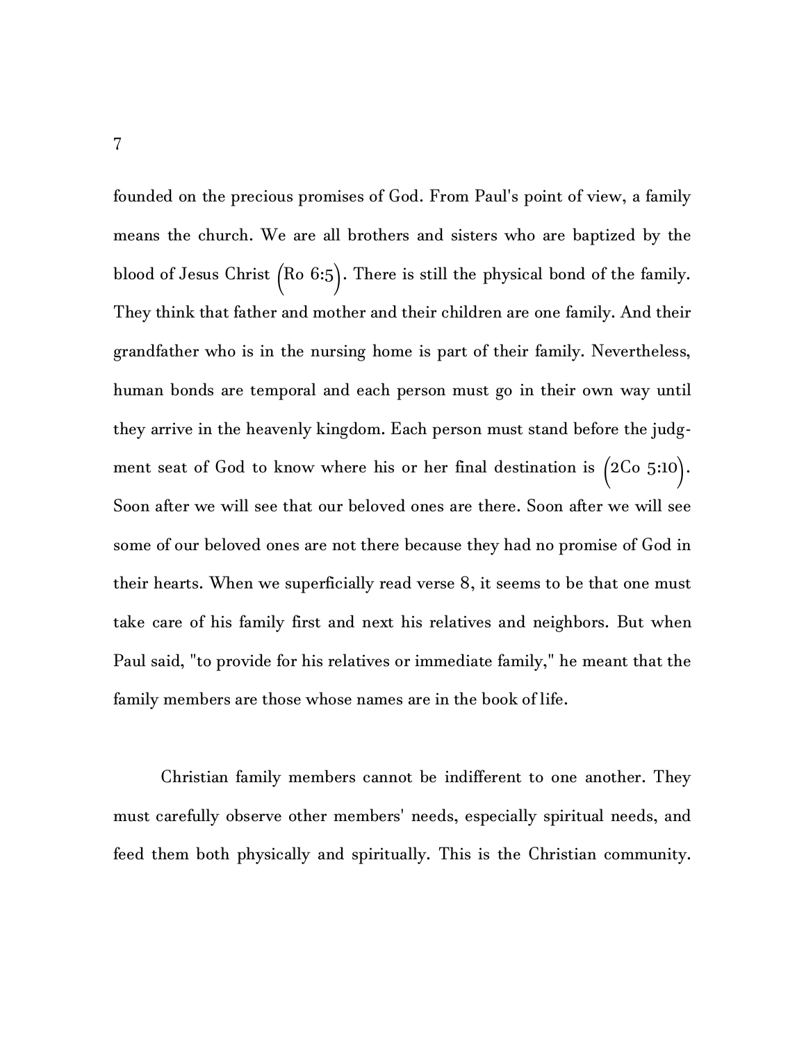founded on the precious promises of God. From Paul's point of view, a family means the church. We are all brothers and sisters who are baptized by the blood of Jesus Christ (Ro 6:5). There is still the physical bond of the family. They think that father and mother and their children are one family. And their grandfather who is in the nursing home is part of their family. Nevertheless, human bonds are temporal and each person must go in their own way until they arrive in the heavenly kingdom. Each person must stand before the judgment seat of God to know where his or her final destination is (2Co 5:10). Soon after we will see that our beloved ones are there. Soon after we will see some of our beloved ones are not there because they had no promise of God in their hearts. When we superficially read verse 8, it seems to be that one must take care of his family first and next his relatives and neighbors. But when Paul said, "to provide for his relatives or immediate family," he meant that the family members are those whose names are in the book of life.

Christian family members cannot be indifferent to one another. They must carefully observe other members' needs, especially spiritual needs, and feed them both physically and spiritually. This is the Christian community.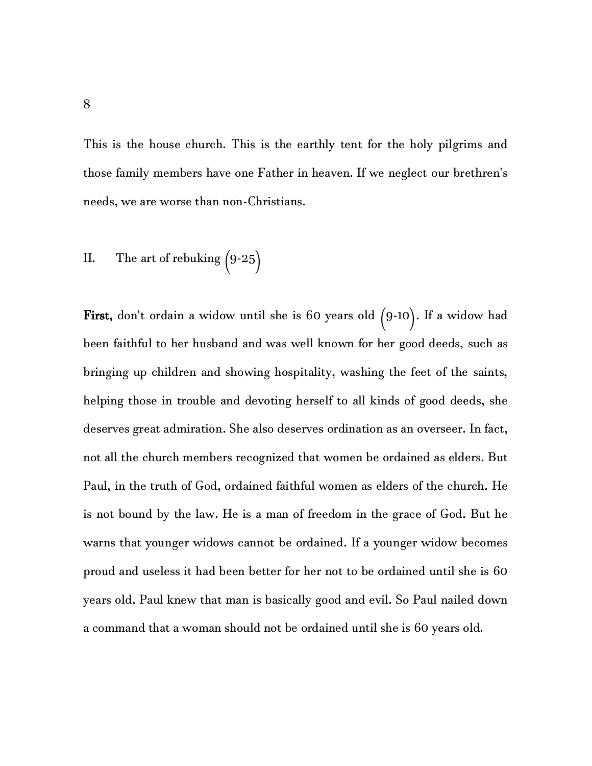This is the house church. This is the earthly tent for the holy pilgrims and those family members have one Father in heaven. If we neglect our brethren's needs, we are worse than non-Christians.

## II. The art of rebuking (9-25)

**First,** don't ordain a widow until she is 60 years old (9-10). If a widow had been faithful to her husband and was well known for her good deeds, such as bringing up children and showing hospitality, washing the feet of the saints, helping those in trouble and devoting herself to all kinds of good deeds, she deserves great admiration. She also deserves ordination as an overseer. In fact, not all the church members recognized that women be ordained as elders. But Paul, in the truth of God, ordained faithful women as elders of the church. He is not bound by the law. He is a man of freedom in the grace of God. But he warns that younger widows cannot be ordained. If a younger widow becomes proud and useless it had been better for her not to be ordained until she is 60 years old. Paul knew that man is basically good and evil. So Paul nailed down a command that a woman should not be ordained until she is 60 years old.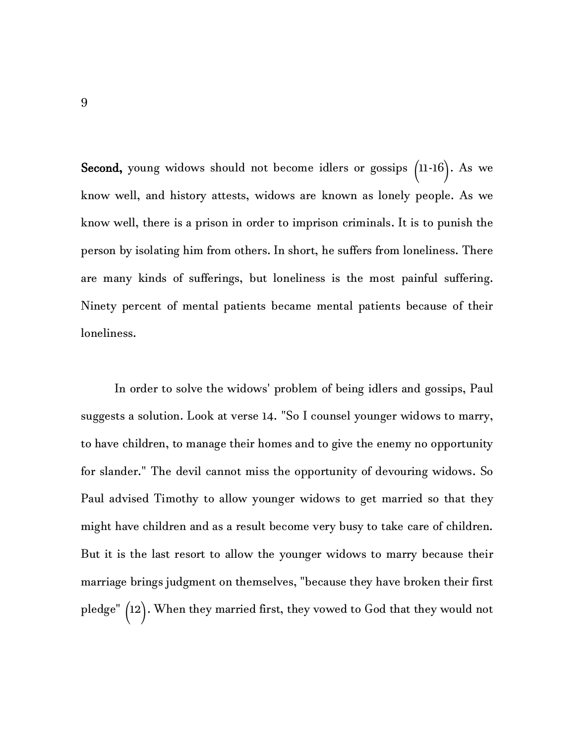**Second,** young widows should not become idlers or gossips (11-16). As we know well, and history attests, widows are known as lonely people. As we know well, there is a prison in order to imprison criminals. It is to punish the person by isolating him from others. In short, he suffers from loneliness. There are many kinds of sufferings, but loneliness is the most painful suffering. Ninety percent of mental patients became mental patients because of their loneliness.

In order to solve the widows' problem of being idlers and gossips, Paul suggests a solution. Look at verse 14. "So I counsel younger widows to marry, to have children, to manage their homes and to give the enemy no opportunity for slander." The devil cannot miss the opportunity of devouring widows. So Paul advised Timothy to allow younger widows to get married so that they might have children and as a result become very busy to take care of children. But it is the last resort to allow the younger widows to marry because their marriage brings judgment on themselves, "because they have broken their first pledge" (12). When they married first, they vowed to God that they would not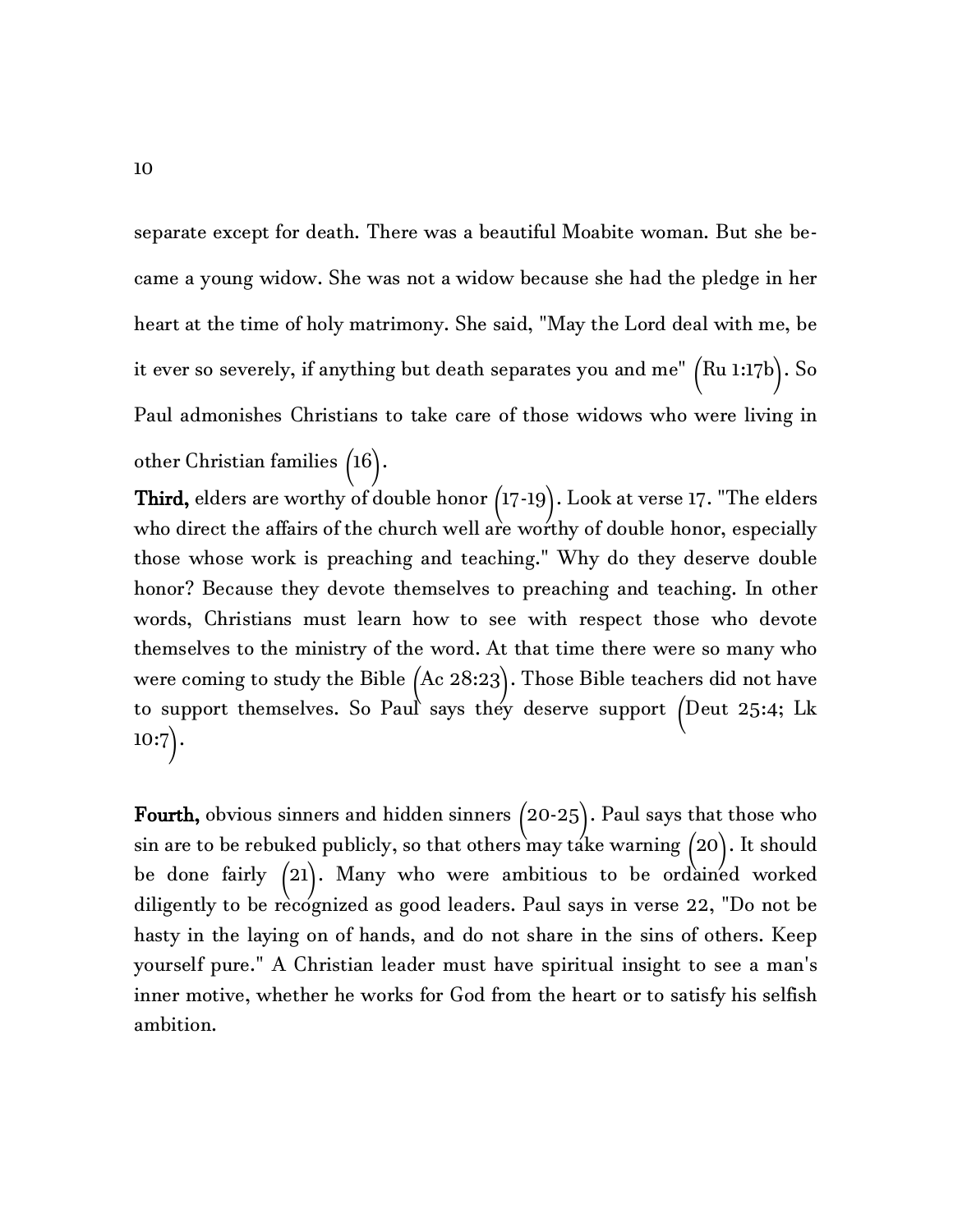separate except for death. There was a beautiful Moabite woman. But she became a young widow. She was not a widow because she had the pledge in her heart at the time of holy matrimony. She said, "May the Lord deal with me, be it ever so severely, if anything but death separates you and me" (Ru 1:17b). So Paul admonishes Christians to take care of those widows who were living in other Christian families (16).

**Third,** elders are worthy of double honor (17-19). Look at verse 17. "The elders who direct the affairs of the church well are worthy of double honor, especially those whose work is preaching and teaching." Why do they deserve double honor? Because they devote themselves to preaching and teaching. In other words, Christians must learn how to see with respect those who devote themselves to the ministry of the word. At that time there were so many who were coming to study the Bible (Ac 28:23). Those Bible teachers did not have to support themselves. So Paul says they deserve support (Deut 25:4; Lk 10:7).

**Fourth,** obvious sinners and hidden sinners (20-25). Paul says that those who sin are to be rebuked publicly, so that others may take warning (20). It should be done fairly (21). Many who were ambitious to be ordained worked diligently to be recognized as good leaders. Paul says in verse 22, "Do not be hasty in the laying on of hands, and do not share in the sins of others. Keep yourself pure." A Christian leader must have spiritual insight to see a man's inner motive, whether he works for God from the heart or to satisfy his selfish ambition.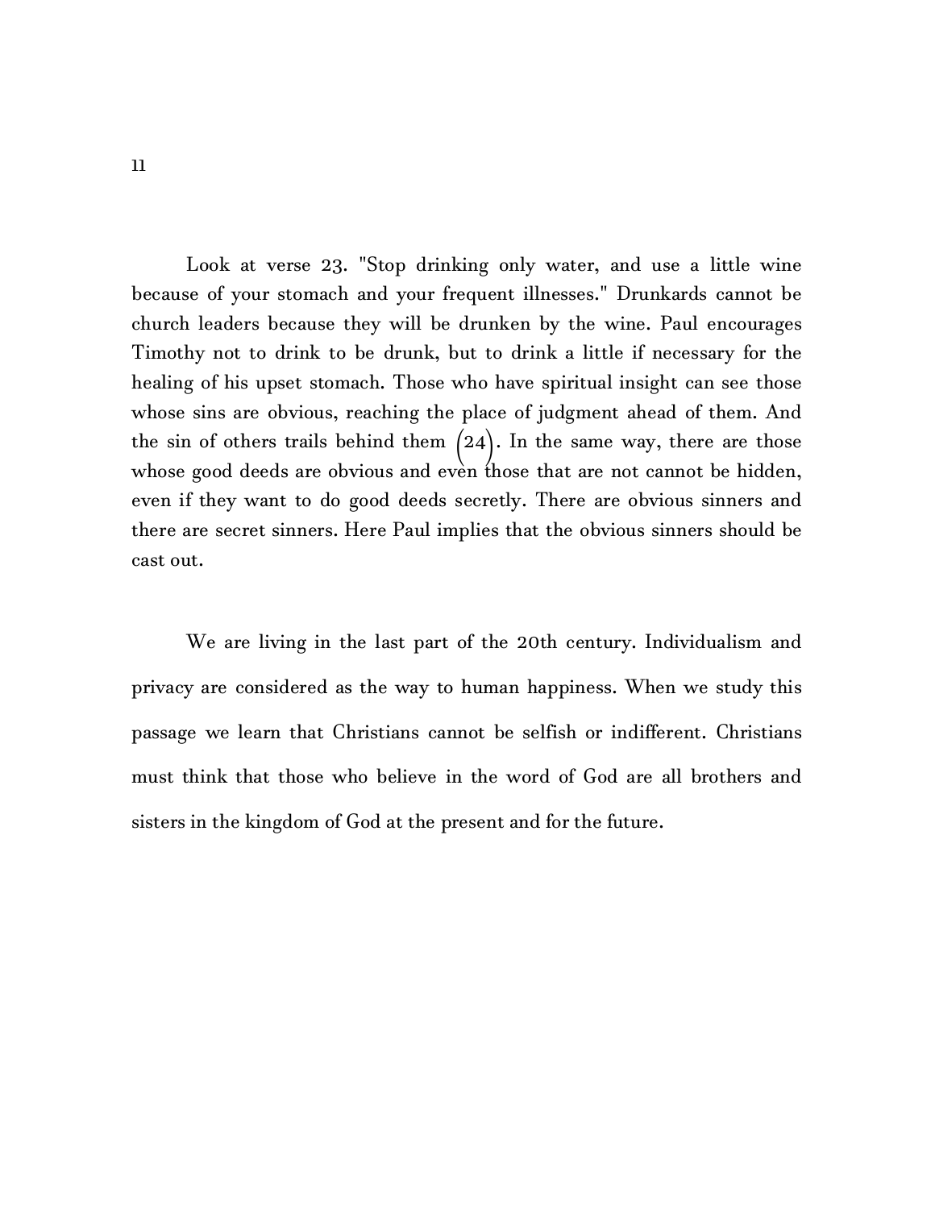Look at verse 23. "Stop drinking only water, and use a little wine because of your stomach and your frequent illnesses." Drunkards cannot be church leaders because they will be drunken by the wine. Paul encourages Timothy not to drink to be drunk, but to drink a little if necessary for the healing of his upset stomach. Those who have spiritual insight can see those whose sins are obvious, reaching the place of judgment ahead of them. And the sin of others trails behind them (24). In the same way, there are those whose good deeds are obvious and even those that are not cannot be hidden, even if they want to do good deeds secretly. There are obvious sinners and there are secret sinners. Here Paul implies that the obvious sinners should be cast out.

We are living in the last part of the 20th century. Individualism and privacy are considered as the way to human happiness. When we study this passage we learn that Christians cannot be selfish or indifferent. Christians must think that those who believe in the word of God are all brothers and sisters in the kingdom of God at the present and for the future.